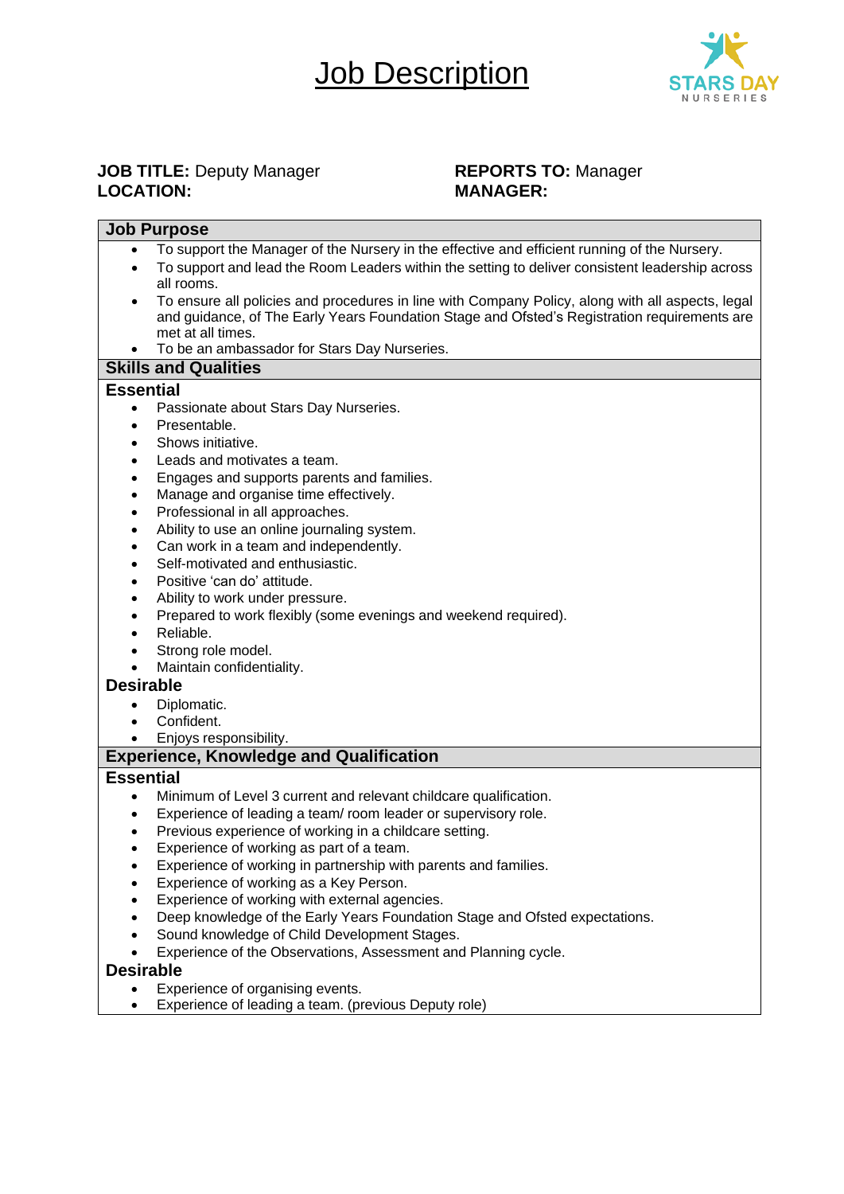# Job Description

**JOB TITLE:** Deputy Manager
**LOCATION:**

**REPORTS TO:** Manager
**MANAGER:**

## Job Purpose

- To support the Manager of the Nursery in the effective and efficient running of the Nursery.
- To support and lead the Room Leaders within the setting to deliver consistent leadership across all rooms.
- To ensure all policies and procedures in line with Company Policy, along with all aspects, legal and guidance, of The Early Years Foundation Stage and Ofsted's Registration requirements are met at all times.
- To be an ambassador for Stars Day Nurseries.

## Skills and Qualities

### Essential

- Passionate about Stars Day Nurseries.
- Presentable.
- Shows initiative.
- Leads and motivates a team.
- Engages and supports parents and families.
- Manage and organise time effectively.
- Professional in all approaches.
- Ability to use an online journaling system.
- Can work in a team and independently.
- Self-motivated and enthusiastic.
- Positive 'can do' attitude.
- Ability to work under pressure.
- Prepared to work flexibly (some evenings and weekend required).
- Reliable.
- Strong role model.
- Maintain confidentiality.

### Desirable

- Diplomatic.
- Confident.
- Enjoys responsibility.

## Experience, Knowledge and Qualification

### Essential

- Minimum of Level 3 current and relevant childcare qualification.
- Experience of leading a team/ room leader or supervisory role.
- Previous experience of working in a childcare setting.
- Experience of working as part of a team.
- Experience of working in partnership with parents and families.
- Experience of working as a Key Person.
- Experience of working with external agencies.
- Deep knowledge of the Early Years Foundation Stage and Ofsted expectations.
- Sound knowledge of Child Development Stages.
- Experience of the Observations, Assessment and Planning cycle.

### Desirable

- Experience of organising events.
- Experience of leading a team. (previous Deputy role)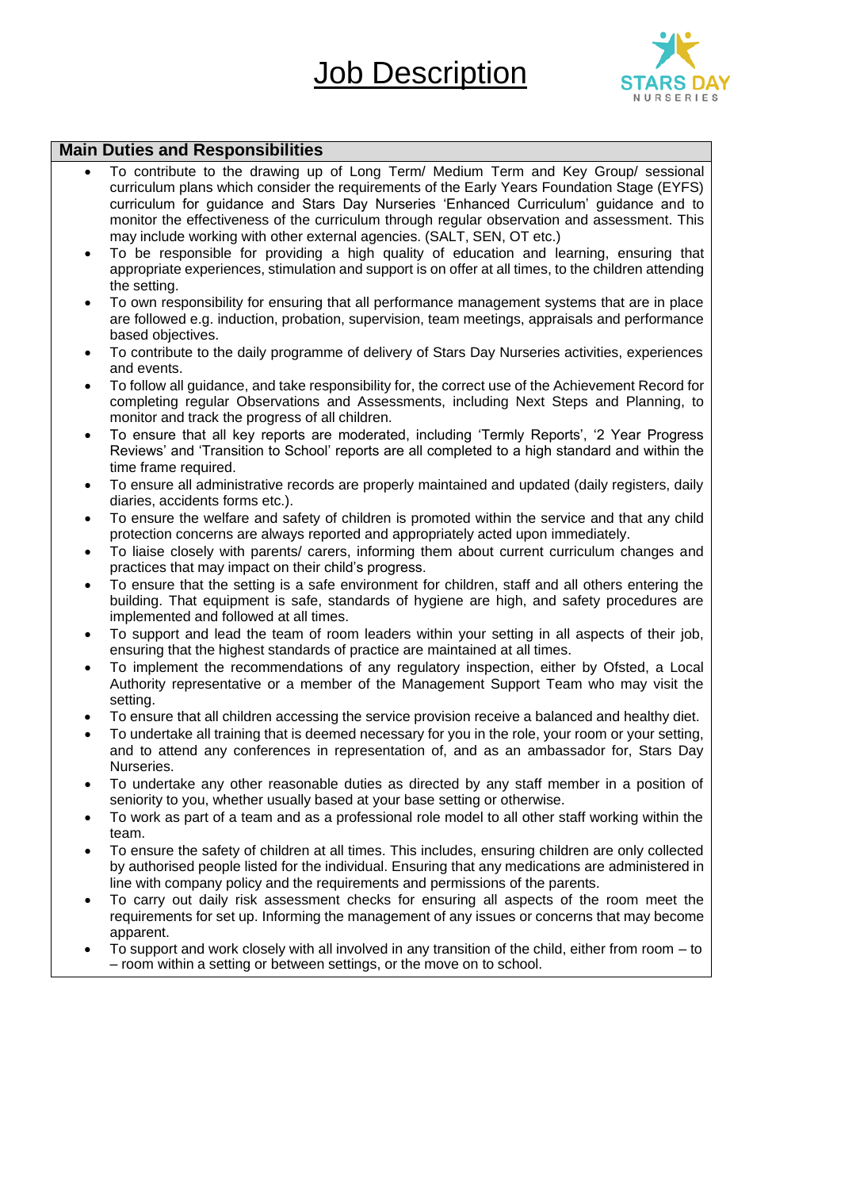# Job Description

## Main Duties and Responsibilities

- To contribute to the drawing up of Long Term/ Medium Term and Key Group/ sessional curriculum plans which consider the requirements of the Early Years Foundation Stage (EYFS) curriculum for guidance and Stars Day Nurseries 'Enhanced Curriculum' guidance and to monitor the effectiveness of the curriculum through regular observation and assessment. This may include working with other external agencies. (SALT, SEN, OT etc.)
- To be responsible for providing a high quality of education and learning, ensuring that appropriate experiences, stimulation and support is on offer at all times, to the children attending the setting.
- To own responsibility for ensuring that all performance management systems that are in place are followed e.g. induction, probation, supervision, team meetings, appraisals and performance based objectives.
- To contribute to the daily programme of delivery of Stars Day Nurseries activities, experiences and events.
- To follow all guidance, and take responsibility for, the correct use of the Achievement Record for completing regular Observations and Assessments, including Next Steps and Planning, to monitor and track the progress of all children.
- To ensure that all key reports are moderated, including 'Termly Reports', '2 Year Progress Reviews' and 'Transition to School' reports are all completed to a high standard and within the time frame required.
- To ensure all administrative records are properly maintained and updated (daily registers, daily diaries, accidents forms etc.).
- To ensure the welfare and safety of children is promoted within the service and that any child protection concerns are always reported and appropriately acted upon immediately.
- To liaise closely with parents/ carers, informing them about current curriculum changes and practices that may impact on their child's progress.
- To ensure that the setting is a safe environment for children, staff and all others entering the building. That equipment is safe, standards of hygiene are high, and safety procedures are implemented and followed at all times.
- To support and lead the team of room leaders within your setting in all aspects of their job, ensuring that the highest standards of practice are maintained at all times.
- To implement the recommendations of any regulatory inspection, either by Ofsted, a Local Authority representative or a member of the Management Support Team who may visit the setting.
- To ensure that all children accessing the service provision receive a balanced and healthy diet.
- To undertake all training that is deemed necessary for you in the role, your room or your setting, and to attend any conferences in representation of, and as an ambassador for, Stars Day Nurseries.
- To undertake any other reasonable duties as directed by any staff member in a position of seniority to you, whether usually based at your base setting or otherwise.
- To work as part of a team and as a professional role model to all other staff working within the team.
- To ensure the safety of children at all times. This includes, ensuring children are only collected by authorised people listed for the individual. Ensuring that any medications are administered in line with company policy and the requirements and permissions of the parents.
- To carry out daily risk assessment checks for ensuring all aspects of the room meet the requirements for set up. Informing the management of any issues or concerns that may become apparent.
- To support and work closely with all involved in any transition of the child, either from room – to – room within a setting or between settings, or the move on to school.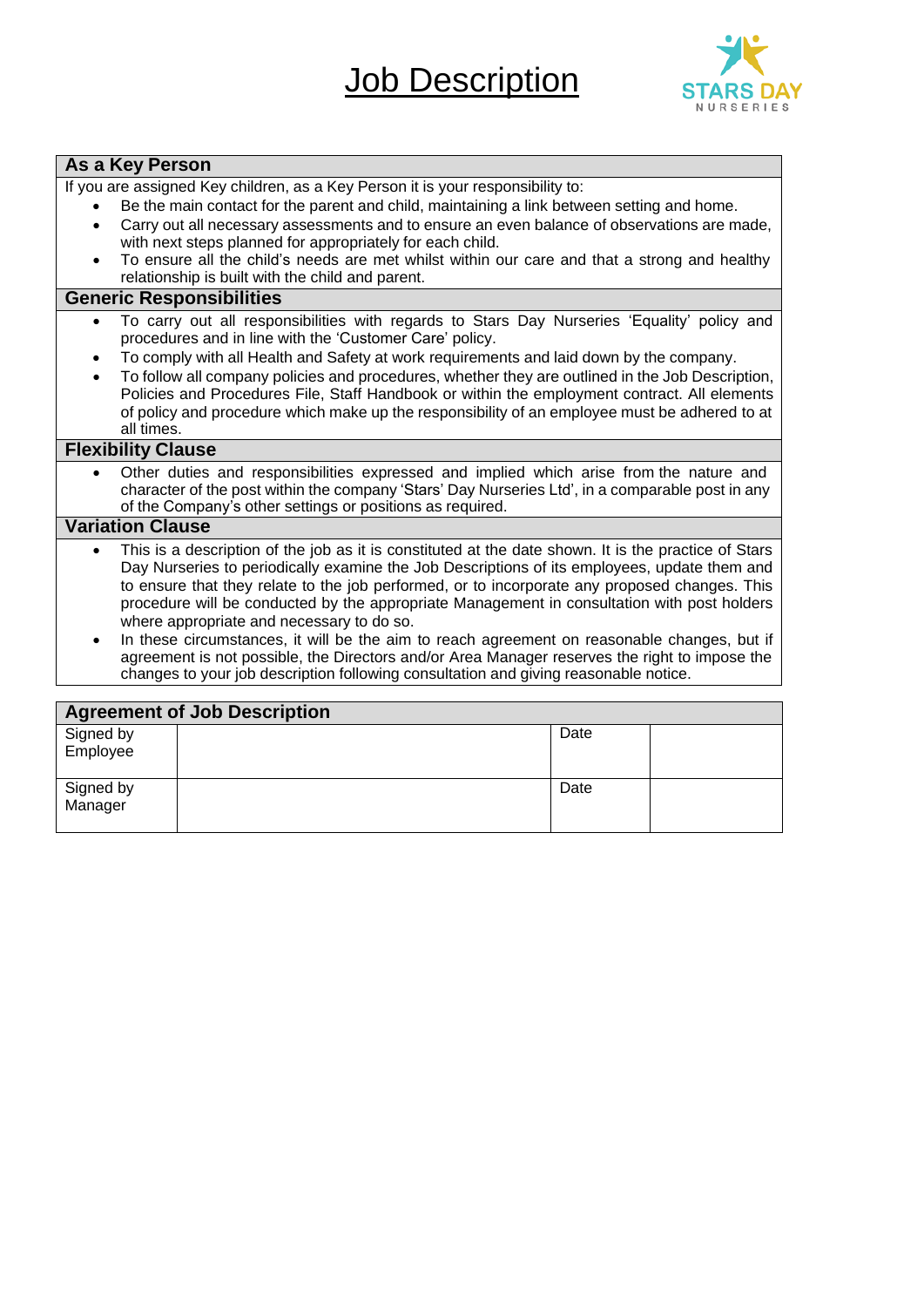# Job Description

STARS DAY NURSERIES

## As a Key Person

If you are assigned Key children, as a Key Person it is your responsibility to:

- Be the main contact for the parent and child, maintaining a link between setting and home.
- Carry out all necessary assessments and to ensure an even balance of observations are made, with next steps planned for appropriately for each child.
- To ensure all the child's needs are met whilst within our care and that a strong and healthy relationship is built with the child and parent.

## Generic Responsibilities

- To carry out all responsibilities with regards to Stars Day Nurseries 'Equality' policy and procedures and in line with the 'Customer Care' policy.
- To comply with all Health and Safety at work requirements and laid down by the company.
- To follow all company policies and procedures, whether they are outlined in the Job Description, Policies and Procedures File, Staff Handbook or within the employment contract. All elements of policy and procedure which make up the responsibility of an employee must be adhered to at all times.

## Flexibility Clause

- Other duties and responsibilities expressed and implied which arise from the nature and character of the post within the company 'Stars' Day Nurseries Ltd', in a comparable post in any of the Company's other settings or positions as required.

## Variation Clause

- This is a description of the job as it is constituted at the date shown. It is the practice of Stars Day Nurseries to periodically examine the Job Descriptions of its employees, update them and to ensure that they relate to the job performed, or to incorporate any proposed changes. This procedure will be conducted by the appropriate Management in consultation with post holders where appropriate and necessary to do so.
- In these circumstances, it will be the aim to reach agreement on reasonable changes, but if agreement is not possible, the Directors and/or Area Manager reserves the right to impose the changes to your job description following consultation and giving reasonable notice.

## Agreement of Job Description

| | | | |
|---|---|---|---|
| Signed by Employee | | Date | |
| Signed by Manager | | Date | |